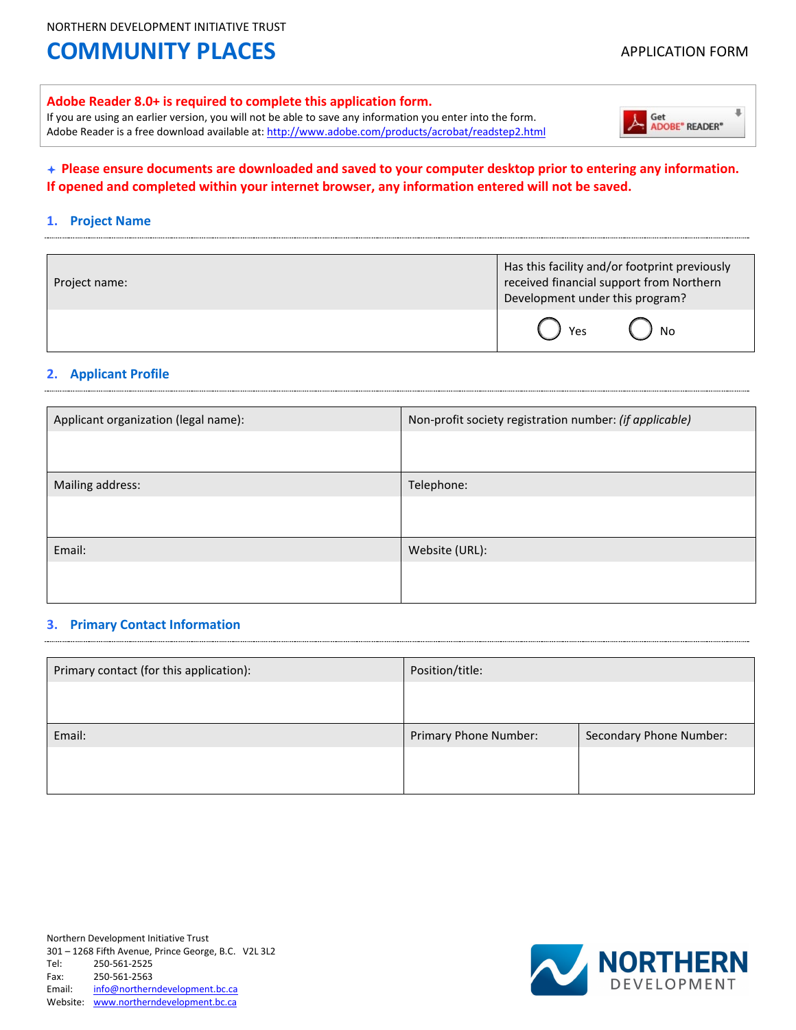NORTHERN DEVELOPMENT INITIATIVE TRUST

# COMMUNITY PLACES

APPLICATION FORM

**Adobe Reader 8.0+ is required to complete this application form.**
If you are using an earlier version, you will not be able to save any information you enter into the form.
Adobe Reader is a free download available at: http://www.adobe.com/products/acrobat/readstep2.html

**+ Please ensure documents are downloaded and saved to your computer desktop prior to entering any information. If opened and completed within your internet browser, any information entered will not be saved.**

## 1. Project Name

| Project name: | Has this facility and/or footprint previously received financial support from Northern Development under this program? |
|---|---|
| | ◯ Yes ◯ No |

## 2. Applicant Profile

| Applicant organization (legal name): | Non-profit society registration number: *(if applicable)* |
|---|---|
| | |
| Mailing address: | Telephone: |
| | |
| Email: | Website (URL): |
| | |

## 3. Primary Contact Information

| Primary contact (for this application): | Position/title: | |
|---|---|---|
| | | |
| Email: | Primary Phone Number: | Secondary Phone Number: |
| | | |

Northern Development Initiative Trust
301 – 1268 Fifth Avenue, Prince George, B.C. V2L 3L2
Tel: 250-561-2525
Fax: 250-561-2563
Email: info@northerndevelopment.bc.ca
Website: www.northerndevelopment.bc.ca

NORTHERN DEVELOPMENT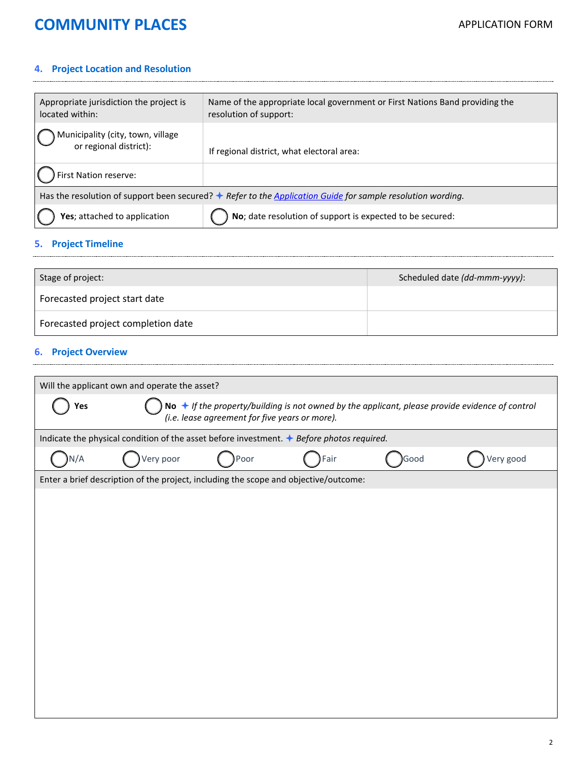## 4. Project Location and Resolution

| Appropriate jurisdiction the project is located within: | Name of the appropriate local government or First Nations Band providing the resolution of support: |
|---|---|
| ◯ Municipality (city, town, village or regional district): | If regional district, what electoral area: |
| ◯ First Nation reserve: | |
| Has the resolution of support been secured? ✦ *Refer to the Application Guide for sample resolution wording.* | |
| ◯ **Yes**; attached to application | ◯ **No**; date resolution of support is expected to be secured: |

## 5. Project Timeline

| Stage of project: | Scheduled date *(dd-mmm-yyyy)*: |
|---|---|
| Forecasted project start date | |
| Forecasted project completion date | |

## 6. Project Overview

Will the applicant own and operate the asset?

◯ **Yes** ◯ **No** ✦ *If the property/building is not owned by the applicant, please provide evidence of control (i.e. lease agreement for five years or more).*

Indicate the physical condition of the asset before investment. ✦ *Before photos required.*

◯ N/A ◯ Very poor ◯ Poor ◯ Fair ◯ Good ◯ Very good

Enter a brief description of the project, including the scope and objective/outcome: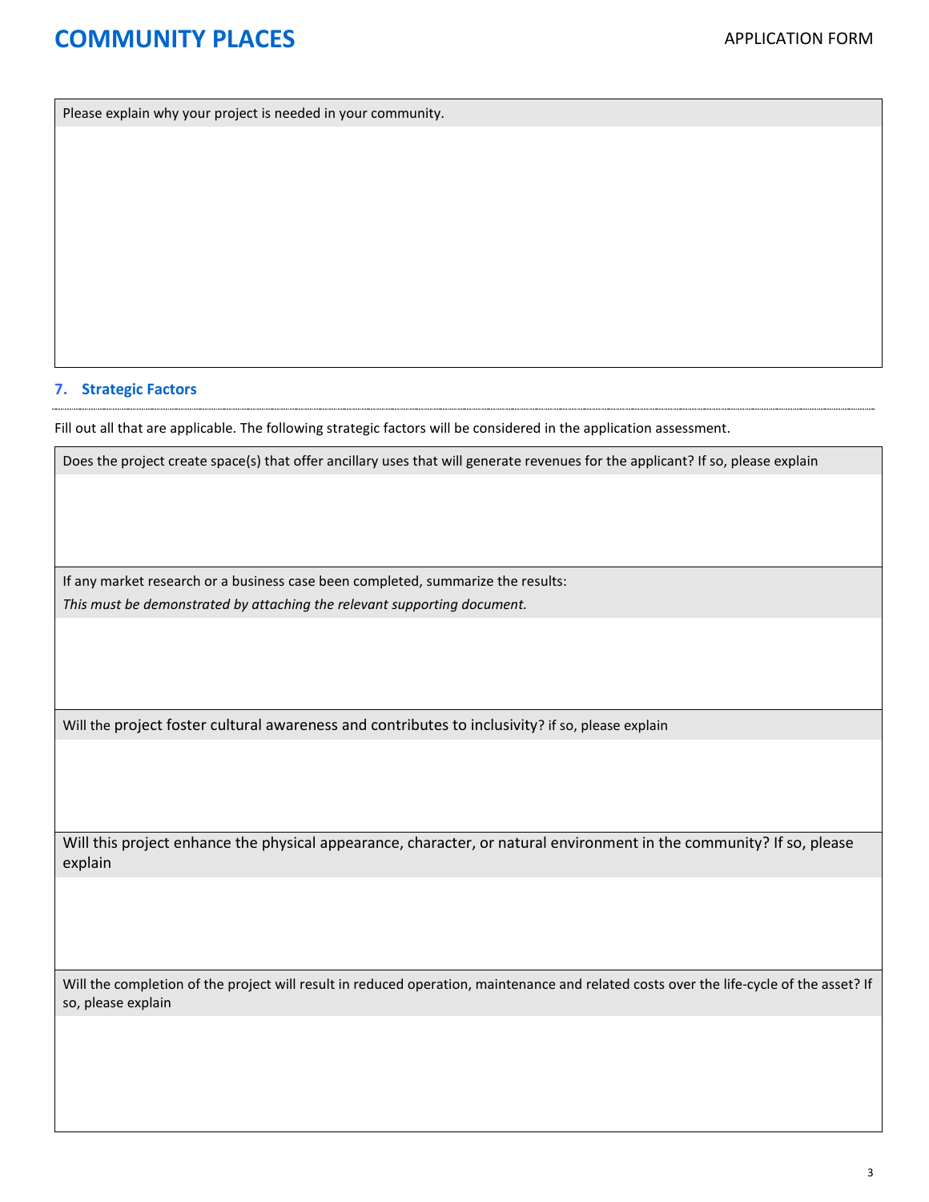Please explain why your project is needed in your community.

## 7. Strategic Factors

Fill out all that are applicable. The following strategic factors will be considered in the application assessment.

Does the project create space(s) that offer ancillary uses that will generate revenues for the applicant? If so, please explain

If any market research or a business case been completed, summarize the results:

*This must be demonstrated by attaching the relevant supporting document.*

Will the project foster cultural awareness and contributes to inclusivity? if so, please explain

Will this project enhance the physical appearance, character, or natural environment in the community? If so, please explain

Will the completion of the project will result in reduced operation, maintenance and related costs over the life-cycle of the asset? If so, please explain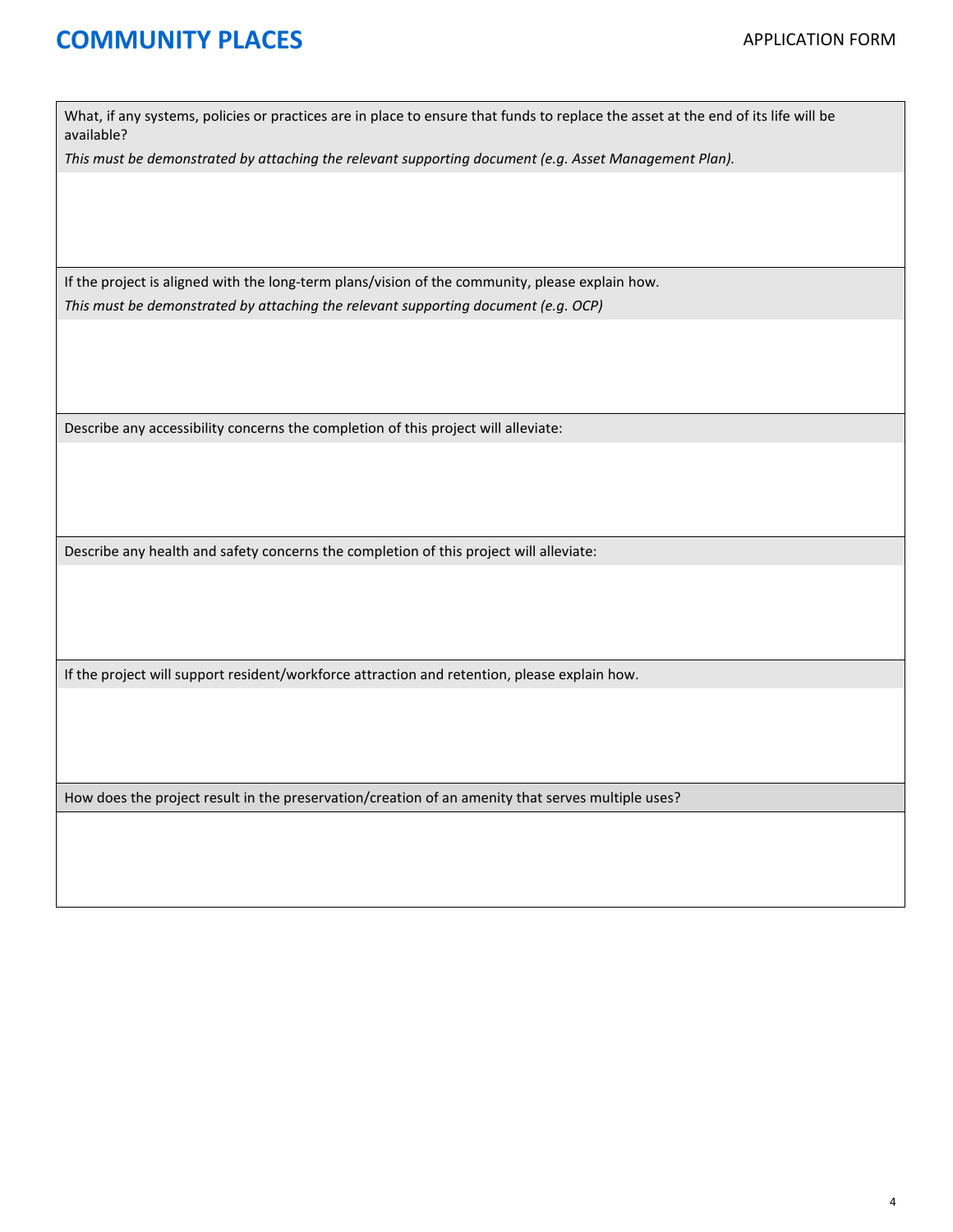| What, if any systems, policies or practices are in place to ensure that funds to replace the asset at the end of its life will be available?<br>*This must be demonstrated by attaching the relevant supporting document (e.g. Asset Management Plan).* |
|---|
| |
| If the project is aligned with the long-term plans/vision of the community, please explain how.<br>*This must be demonstrated by attaching the relevant supporting document (e.g. OCP)* |
| |
| Describe any accessibility concerns the completion of this project will alleviate: |
| |
| Describe any health and safety concerns the completion of this project will alleviate: |
| |
| If the project will support resident/workforce attraction and retention, please explain how. |
| |
| How does the project result in the preservation/creation of an amenity that serves multiple uses? |
| |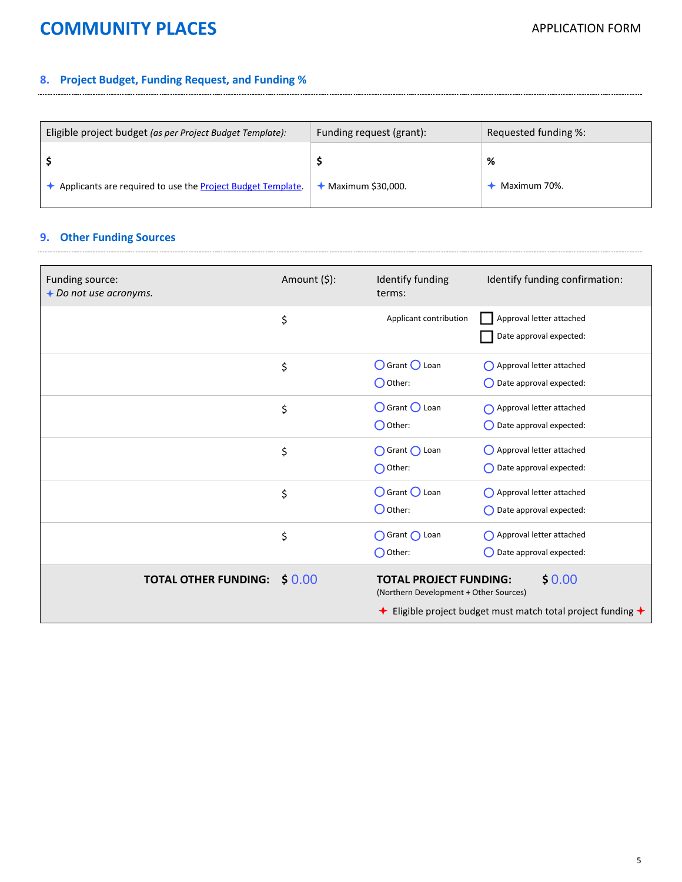## 8. Project Budget, Funding Request, and Funding %

| Eligible project budget *(as per Project Budget Template)*: | Funding request (grant): | Requested funding %: |
| --- | --- | --- |
| $ | $ | % |
| ✦ Applicants are required to use the Project Budget Template. | ✦ Maximum $30,000. | ✦ Maximum 70%. |

## 9. Other Funding Sources

| Funding source: ✦ *Do not use acronyms.* | Amount ($): | Identify funding terms: | Identify funding confirmation: |
| --- | --- | --- | --- |
| | $ | Applicant contribution | ☐ Approval letter attached ☐ Date approval expected: |
| | $ | ○ Grant ○ Loan ○ Other: | ○ Approval letter attached ○ Date approval expected: |
| | $ | ○ Grant ○ Loan ○ Other: | ○ Approval letter attached ○ Date approval expected: |
| | $ | ○ Grant ○ Loan ○ Other: | ○ Approval letter attached ○ Date approval expected: |
| | $ | ○ Grant ○ Loan ○ Other: | ○ Approval letter attached ○ Date approval expected: |
| | $ | ○ Grant ○ Loan ○ Other: | ○ Approval letter attached ○ Date approval expected: |
| **TOTAL OTHER FUNDING:** | $ 0.00 | **TOTAL PROJECT FUNDING:** (Northern Development + Other Sources) | $ 0.00 |

✦ Eligible project budget must match total project funding ✦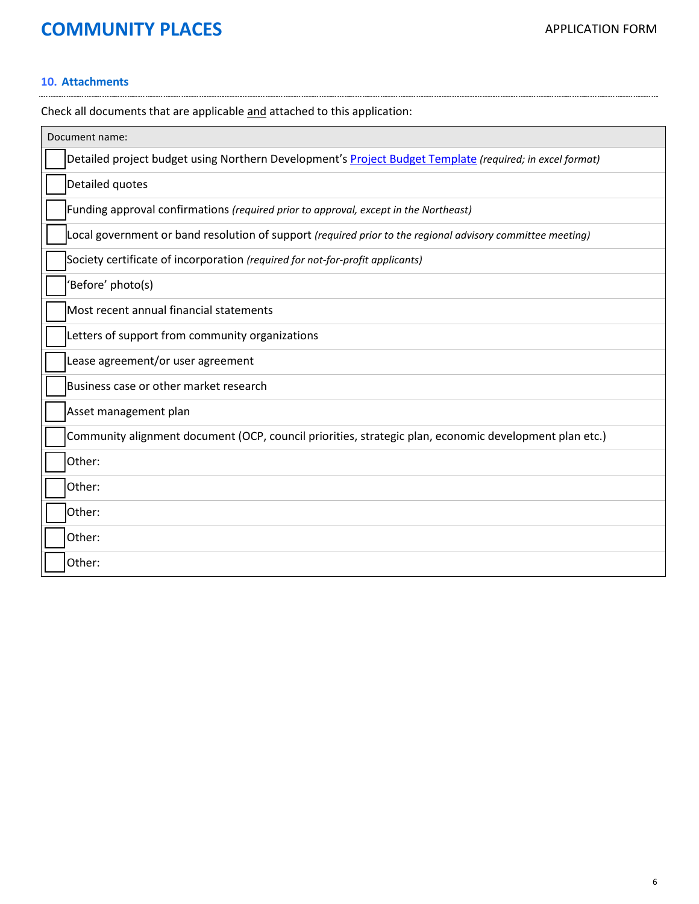## 10. Attachments

Check all documents that are applicable and attached to this application:

| Document name: |
|---|
| ☐ Detailed project budget using Northern Development's Project Budget Template *(required; in excel format)* |
| ☐ Detailed quotes |
| ☐ Funding approval confirmations *(required prior to approval, except in the Northeast)* |
| ☐ Local government or band resolution of support *(required prior to the regional advisory committee meeting)* |
| ☐ Society certificate of incorporation *(required for not-for-profit applicants)* |
| ☐ 'Before' photo(s) |
| ☐ Most recent annual financial statements |
| ☐ Letters of support from community organizations |
| ☐ Lease agreement/or user agreement |
| ☐ Business case or other market research |
| ☐ Asset management plan |
| ☐ Community alignment document (OCP, council priorities, strategic plan, economic development plan etc.) |
| ☐ Other: |
| ☐ Other: |
| ☐ Other: |
| ☐ Other: |
| ☐ Other: |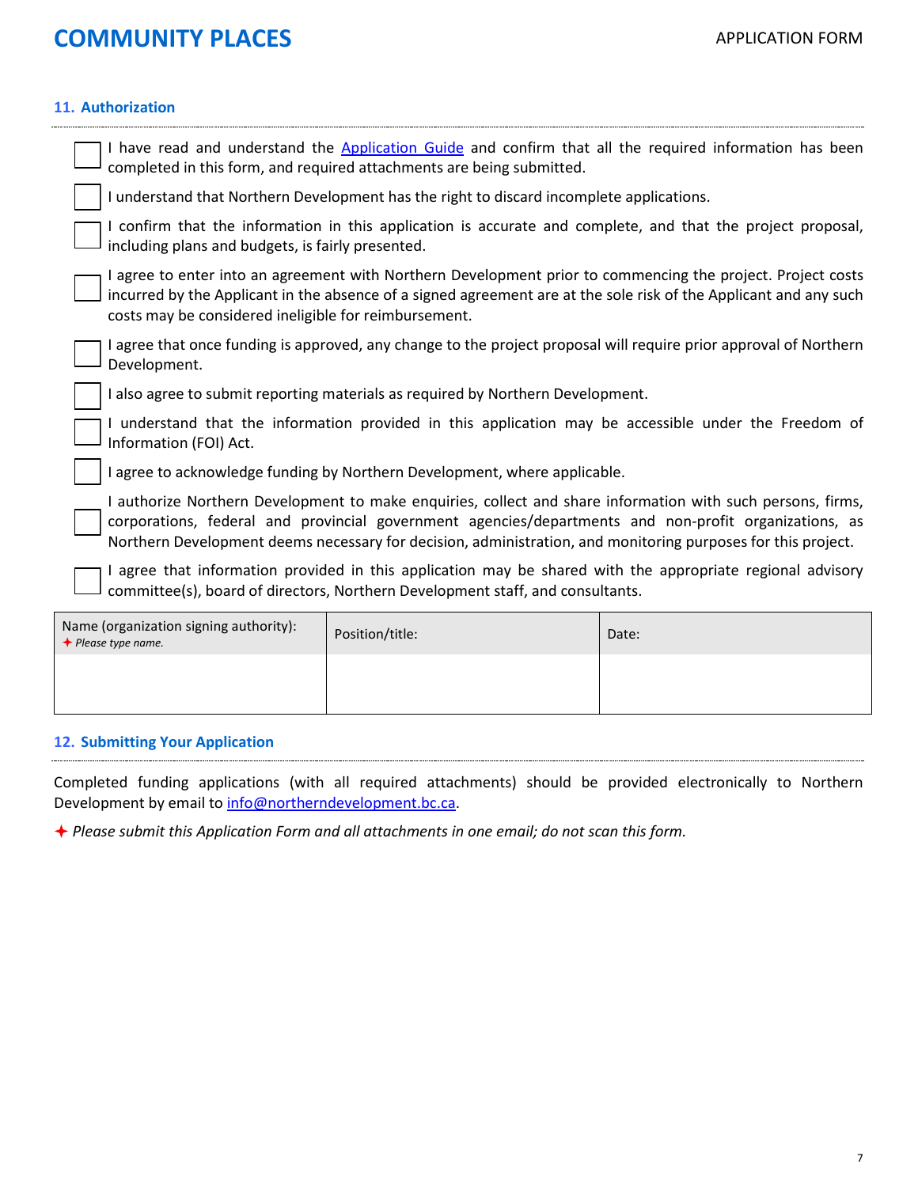## 11. Authorization

- ☐ I have read and understand the Application Guide and confirm that all the required information has been completed in this form, and required attachments are being submitted.
- ☐ I understand that Northern Development has the right to discard incomplete applications.
- ☐ I confirm that the information in this application is accurate and complete, and that the project proposal, including plans and budgets, is fairly presented.
- ☐ I agree to enter into an agreement with Northern Development prior to commencing the project. Project costs incurred by the Applicant in the absence of a signed agreement are at the sole risk of the Applicant and any such costs may be considered ineligible for reimbursement.
- ☐ I agree that once funding is approved, any change to the project proposal will require prior approval of Northern Development.
- ☐ I also agree to submit reporting materials as required by Northern Development.
- ☐ I understand that the information provided in this application may be accessible under the Freedom of Information (FOI) Act.
- ☐ I agree to acknowledge funding by Northern Development, where applicable.
- ☐ I authorize Northern Development to make enquiries, collect and share information with such persons, firms, corporations, federal and provincial government agencies/departments and non-profit organizations, as Northern Development deems necessary for decision, administration, and monitoring purposes for this project.
- ☐ I agree that information provided in this application may be shared with the appropriate regional advisory committee(s), board of directors, Northern Development staff, and consultants.

| Name (organization signing authority): ✦ *Please type name.* | Position/title: | Date: |
|---|---|---|
| | | |

## 12. Submitting Your Application

Completed funding applications (with all required attachments) should be provided electronically to Northern Development by email to info@northerndevelopment.bc.ca.

✦ *Please submit this Application Form and all attachments in one email; do not scan this form.*